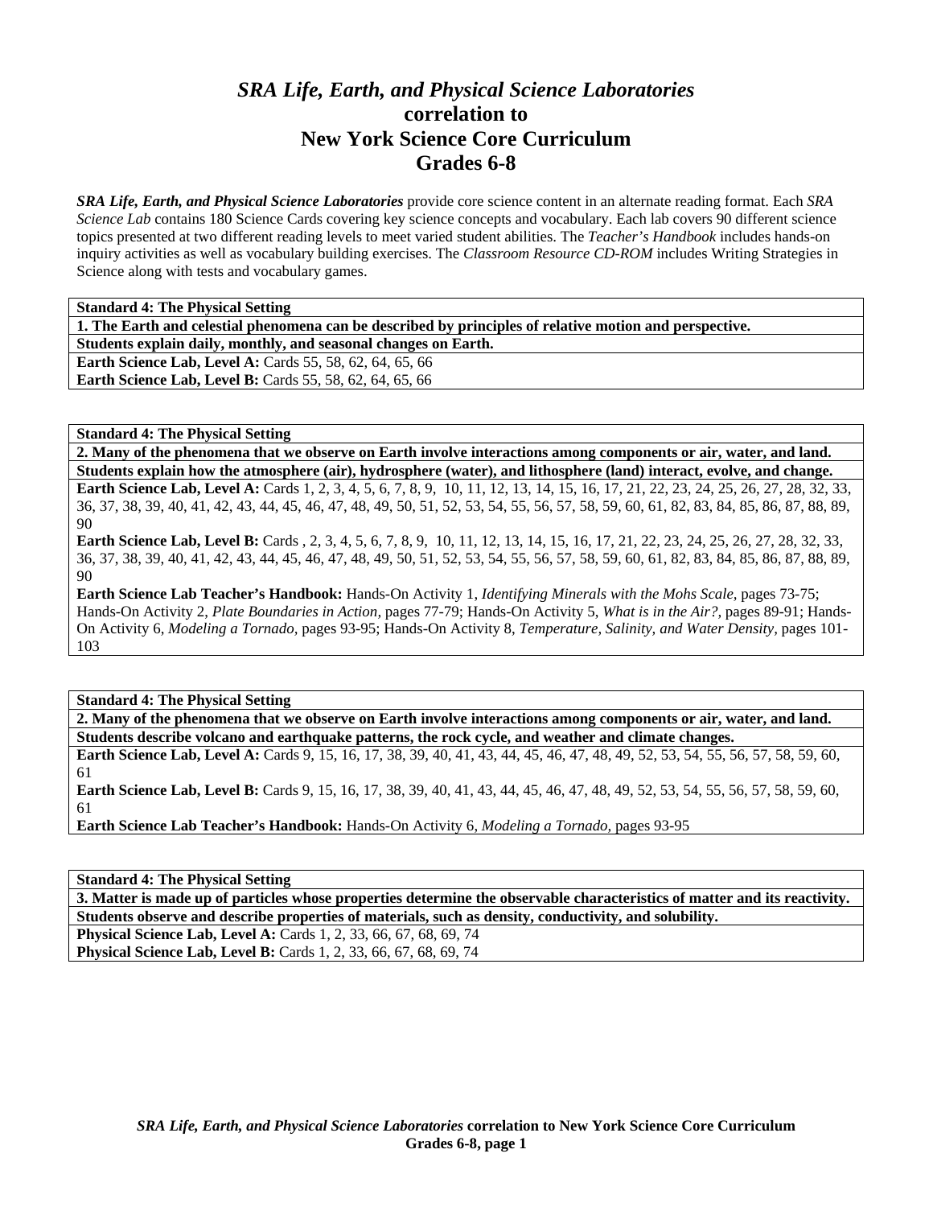# *SRA Life, Earth, and Physical Science Laboratories*
# correlation to
# New York Science Core Curriculum
# Grades 6-8

***SRA Life, Earth, and Physical Science Laboratories*** provide core science content in an alternate reading format. Each *SRA Science Lab* contains 180 Science Cards covering key science concepts and vocabulary. Each lab covers 90 different science topics presented at two different reading levels to meet varied student abilities. The *Teacher's Handbook* includes hands-on inquiry activities as well as vocabulary building exercises. The *Classroom Resource CD-ROM* includes Writing Strategies in Science along with tests and vocabulary games.

| **Standard 4: The Physical Setting** |
|---|
| **1. The Earth and celestial phenomena can be described by principles of relative motion and perspective.** |
| **Students explain daily, monthly, and seasonal changes on Earth.** |
| **Earth Science Lab, Level A:** Cards 55, 58, 62, 64, 65, 66<br>**Earth Science Lab, Level B:** Cards 55, 58, 62, 64, 65, 66 |

| **Standard 4: The Physical Setting** |
|---|
| **2. Many of the phenomena that we observe on Earth involve interactions among components or air, water, and land.** |
| **Students explain how the atmosphere (air), hydrosphere (water), and lithosphere (land) interact, evolve, and change.** |
| **Earth Science Lab, Level A:** Cards 1, 2, 3, 4, 5, 6, 7, 8, 9, 10, 11, 12, 13, 14, 15, 16, 17, 21, 22, 23, 24, 25, 26, 27, 28, 32, 33, 36, 37, 38, 39, 40, 41, 42, 43, 44, 45, 46, 47, 48, 49, 50, 51, 52, 53, 54, 55, 56, 57, 58, 59, 60, 61, 82, 83, 84, 85, 86, 87, 88, 89, 90<br>**Earth Science Lab, Level B:** Cards , 2, 3, 4, 5, 6, 7, 8, 9, 10, 11, 12, 13, 14, 15, 16, 17, 21, 22, 23, 24, 25, 26, 27, 28, 32, 33, 36, 37, 38, 39, 40, 41, 42, 43, 44, 45, 46, 47, 48, 49, 50, 51, 52, 53, 54, 55, 56, 57, 58, 59, 60, 61, 82, 83, 84, 85, 86, 87, 88, 89, 90<br>**Earth Science Lab Teacher's Handbook:** Hands-On Activity 1, *Identifying Minerals with the Mohs Scale,* pages 73-75; Hands-On Activity 2, *Plate Boundaries in Action,* pages 77-79; Hands-On Activity 5, *What is in the Air?,* pages 89-91; Hands-On Activity 6, *Modeling a Tornado,* pages 93-95; Hands-On Activity 8, *Temperature, Salinity, and Water Density,* pages 101-103 |

| **Standard 4: The Physical Setting** |
|---|
| **2. Many of the phenomena that we observe on Earth involve interactions among components or air, water, and land.** |
| **Students describe volcano and earthquake patterns, the rock cycle, and weather and climate changes.** |
| **Earth Science Lab, Level A:** Cards 9, 15, 16, 17, 38, 39, 40, 41, 43, 44, 45, 46, 47, 48, 49, 52, 53, 54, 55, 56, 57, 58, 59, 60, 61<br>**Earth Science Lab, Level B:** Cards 9, 15, 16, 17, 38, 39, 40, 41, 43, 44, 45, 46, 47, 48, 49, 52, 53, 54, 55, 56, 57, 58, 59, 60, 61<br>**Earth Science Lab Teacher's Handbook:** Hands-On Activity 6, *Modeling a Tornado,* pages 93-95 |

| **Standard 4: The Physical Setting** |
|---|
| **3. Matter is made up of particles whose properties determine the observable characteristics of matter and its reactivity.** |
| **Students observe and describe properties of materials, such as density, conductivity, and solubility.** |
| **Physical Science Lab, Level A:** Cards 1, 2, 33, 66, 67, 68, 69, 74<br>**Physical Science Lab, Level B:** Cards 1, 2, 33, 66, 67, 68, 69, 74 |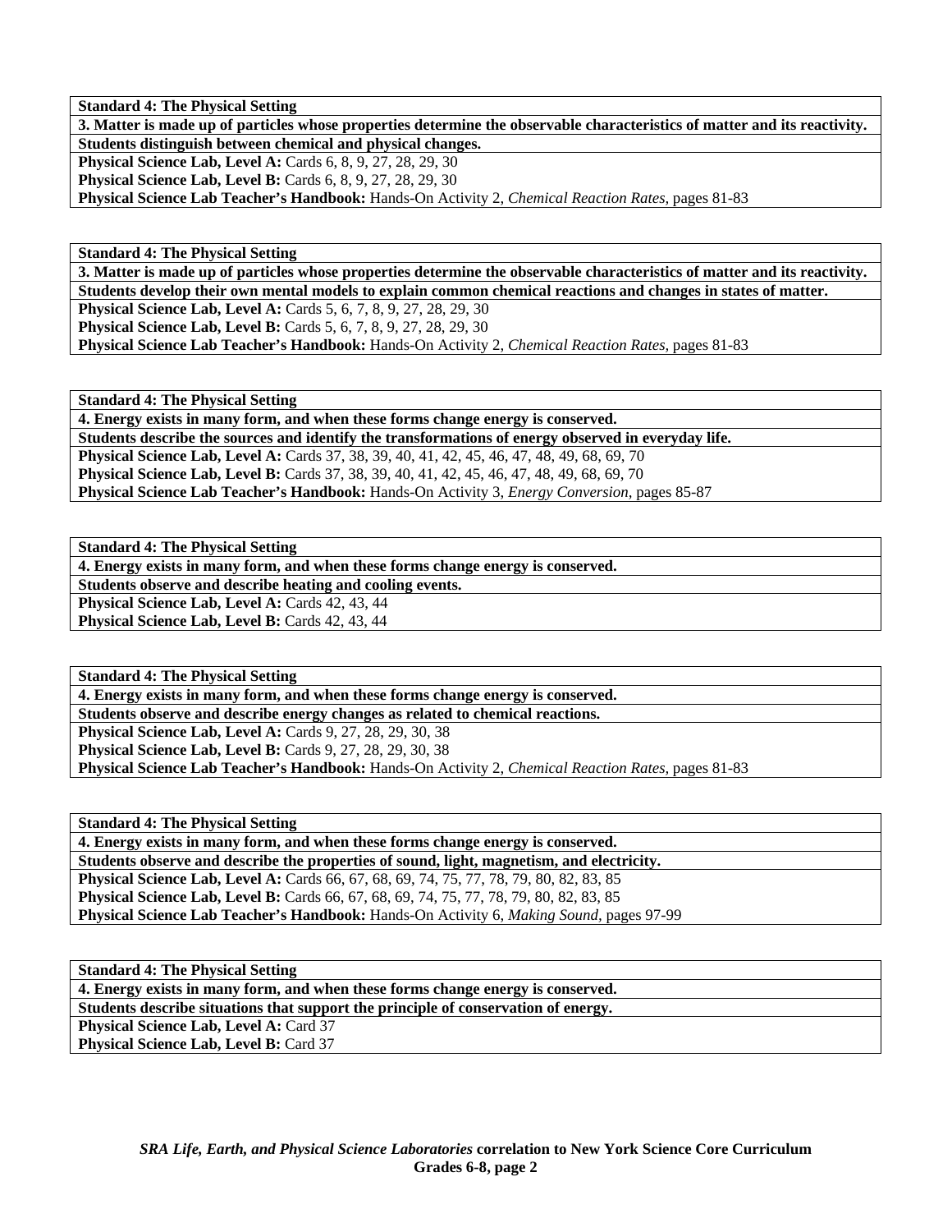**Standard 4: The Physical Setting**

**3. Matter is made up of particles whose properties determine the observable characteristics of matter and its reactivity.**

**Students distinguish between chemical and physical changes.**

**Physical Science Lab, Level A:** Cards 6, 8, 9, 27, 28, 29, 30
**Physical Science Lab, Level B:** Cards 6, 8, 9, 27, 28, 29, 30
**Physical Science Lab Teacher's Handbook:** Hands-On Activity 2, *Chemical Reaction Rates,* pages 81-83

**Standard 4: The Physical Setting**

**3. Matter is made up of particles whose properties determine the observable characteristics of matter and its reactivity.**

**Students develop their own mental models to explain common chemical reactions and changes in states of matter.**

**Physical Science Lab, Level A:** Cards 5, 6, 7, 8, 9, 27, 28, 29, 30
**Physical Science Lab, Level B:** Cards 5, 6, 7, 8, 9, 27, 28, 29, 30
**Physical Science Lab Teacher's Handbook:** Hands-On Activity 2, *Chemical Reaction Rates,* pages 81-83

**Standard 4: The Physical Setting**

**4. Energy exists in many form, and when these forms change energy is conserved.**

**Students describe the sources and identify the transformations of energy observed in everyday life.**

**Physical Science Lab, Level A:** Cards 37, 38, 39, 40, 41, 42, 45, 46, 47, 48, 49, 68, 69, 70
**Physical Science Lab, Level B:** Cards 37, 38, 39, 40, 41, 42, 45, 46, 47, 48, 49, 68, 69, 70
**Physical Science Lab Teacher's Handbook:** Hands-On Activity 3, *Energy Conversion,* pages 85-87

**Standard 4: The Physical Setting**

**4. Energy exists in many form, and when these forms change energy is conserved.**

**Students observe and describe heating and cooling events.**

**Physical Science Lab, Level A:** Cards 42, 43, 44
**Physical Science Lab, Level B:** Cards 42, 43, 44

**Standard 4: The Physical Setting**

**4. Energy exists in many form, and when these forms change energy is conserved.**

**Students observe and describe energy changes as related to chemical reactions.**

**Physical Science Lab, Level A:** Cards 9, 27, 28, 29, 30, 38
**Physical Science Lab, Level B:** Cards 9, 27, 28, 29, 30, 38
**Physical Science Lab Teacher's Handbook:** Hands-On Activity 2, *Chemical Reaction Rates,* pages 81-83

**Standard 4: The Physical Setting**

**4. Energy exists in many form, and when these forms change energy is conserved.**

**Students observe and describe the properties of sound, light, magnetism, and electricity.**

**Physical Science Lab, Level A:** Cards 66, 67, 68, 69, 74, 75, 77, 78, 79, 80, 82, 83, 85
**Physical Science Lab, Level B:** Cards 66, 67, 68, 69, 74, 75, 77, 78, 79, 80, 82, 83, 85
**Physical Science Lab Teacher's Handbook:** Hands-On Activity 6, *Making Sound,* pages 97-99

**Standard 4: The Physical Setting**

**4. Energy exists in many form, and when these forms change energy is conserved.**

**Students describe situations that support the principle of conservation of energy.**

**Physical Science Lab, Level A:** Card 37
**Physical Science Lab, Level B:** Card 37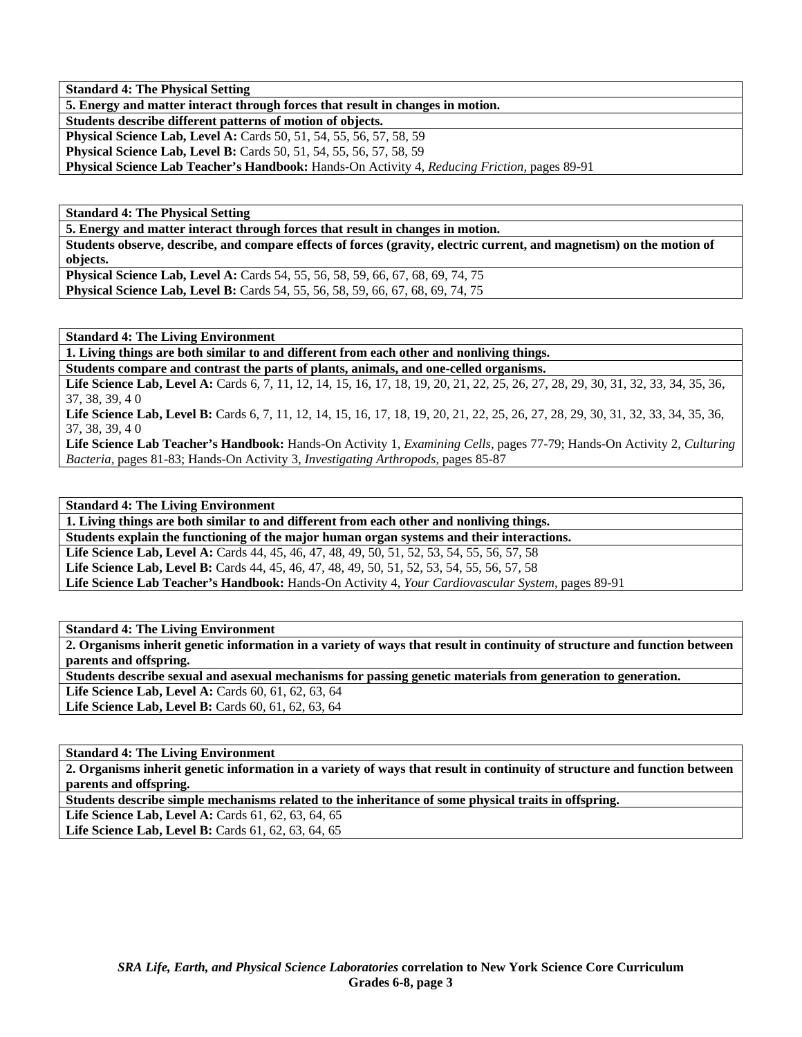**Standard 4: The Physical Setting**

**5. Energy and matter interact through forces that result in changes in motion.**

**Students describe different patterns of motion of objects.**

**Physical Science Lab, Level A:** Cards 50, 51, 54, 55, 56, 57, 58, 59

**Physical Science Lab, Level B:** Cards 50, 51, 54, 55, 56, 57, 58, 59

**Physical Science Lab Teacher's Handbook:** Hands-On Activity 4, *Reducing Friction,* pages 89-91

**Standard 4: The Physical Setting**

**5. Energy and matter interact through forces that result in changes in motion.**

**Students observe, describe, and compare effects of forces (gravity, electric current, and magnetism) on the motion of objects.**

**Physical Science Lab, Level A:** Cards 54, 55, 56, 58, 59, 66, 67, 68, 69, 74, 75

**Physical Science Lab, Level B:** Cards 54, 55, 56, 58, 59, 66, 67, 68, 69, 74, 75

**Standard 4: The Living Environment**

**1. Living things are both similar to and different from each other and nonliving things.**

**Students compare and contrast the parts of plants, animals, and one-celled organisms.**

**Life Science Lab, Level A:** Cards 6, 7, 11, 12, 14, 15, 16, 17, 18, 19, 20, 21, 22, 25, 26, 27, 28, 29, 30, 31, 32, 33, 34, 35, 36, 37, 38, 39, 4 0

**Life Science Lab, Level B:** Cards 6, 7, 11, 12, 14, 15, 16, 17, 18, 19, 20, 21, 22, 25, 26, 27, 28, 29, 30, 31, 32, 33, 34, 35, 36, 37, 38, 39, 4 0

**Life Science Lab Teacher's Handbook:** Hands-On Activity 1, *Examining Cells,* pages 77-79; Hands-On Activity 2, *Culturing Bacteria,* pages 81-83; Hands-On Activity 3, *Investigating Arthropods,* pages 85-87

**Standard 4: The Living Environment**

**1. Living things are both similar to and different from each other and nonliving things.**

**Students explain the functioning of the major human organ systems and their interactions.**

**Life Science Lab, Level A:** Cards 44, 45, 46, 47, 48, 49, 50, 51, 52, 53, 54, 55, 56, 57, 58

**Life Science Lab, Level B:** Cards 44, 45, 46, 47, 48, 49, 50, 51, 52, 53, 54, 55, 56, 57, 58

**Life Science Lab Teacher's Handbook:** Hands-On Activity 4, *Your Cardiovascular System,* pages 89-91

**Standard 4: The Living Environment**

**2. Organisms inherit genetic information in a variety of ways that result in continuity of structure and function between parents and offspring.**

**Students describe sexual and asexual mechanisms for passing genetic materials from generation to generation.**

**Life Science Lab, Level A:** Cards 60, 61, 62, 63, 64

**Life Science Lab, Level B:** Cards 60, 61, 62, 63, 64

**Standard 4: The Living Environment**

**2. Organisms inherit genetic information in a variety of ways that result in continuity of structure and function between parents and offspring.**

**Students describe simple mechanisms related to the inheritance of some physical traits in offspring.**

**Life Science Lab, Level A:** Cards 61, 62, 63, 64, 65

**Life Science Lab, Level B:** Cards 61, 62, 63, 64, 65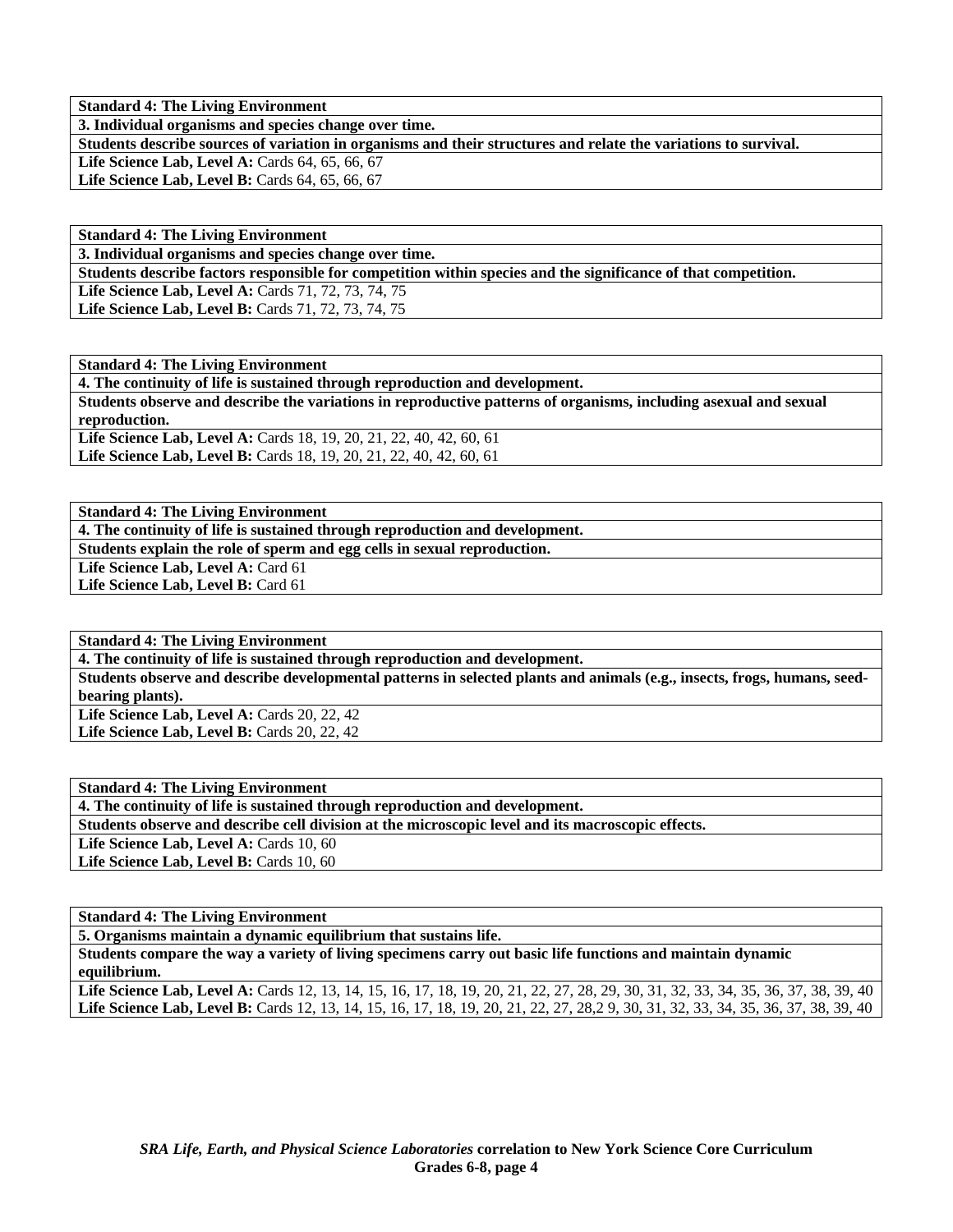| **Standard 4: The Living Environment** |
|---|
| **3. Individual organisms and species change over time.** |
| **Students describe sources of variation in organisms and their structures and relate the variations to survival.** |
| **Life Science Lab, Level A:** Cards 64, 65, 66, 67 |
| **Life Science Lab, Level B:** Cards 64, 65, 66, 67 |

| **Standard 4: The Living Environment** |
|---|
| **3. Individual organisms and species change over time.** |
| **Students describe factors responsible for competition within species and the significance of that competition.** |
| **Life Science Lab, Level A:** Cards 71, 72, 73, 74, 75 |
| **Life Science Lab, Level B:** Cards 71, 72, 73, 74, 75 |

| **Standard 4: The Living Environment** |
|---|
| **4. The continuity of life is sustained through reproduction and development.** |
| **Students observe and describe the variations in reproductive patterns of organisms, including asexual and sexual reproduction.** |
| **Life Science Lab, Level A:** Cards 18, 19, 20, 21, 22, 40, 42, 60, 61 |
| **Life Science Lab, Level B:** Cards 18, 19, 20, 21, 22, 40, 42, 60, 61 |

| **Standard 4: The Living Environment** |
|---|
| **4. The continuity of life is sustained through reproduction and development.** |
| **Students explain the role of sperm and egg cells in sexual reproduction.** |
| **Life Science Lab, Level A:** Card 61 |
| **Life Science Lab, Level B:** Card 61 |

| **Standard 4: The Living Environment** |
|---|
| **4. The continuity of life is sustained through reproduction and development.** |
| **Students observe and describe developmental patterns in selected plants and animals (e.g., insects, frogs, humans, seed-bearing plants).** |
| **Life Science Lab, Level A:** Cards 20, 22, 42 |
| **Life Science Lab, Level B:** Cards 20, 22, 42 |

| **Standard 4: The Living Environment** |
|---|
| **4. The continuity of life is sustained through reproduction and development.** |
| **Students observe and describe cell division at the microscopic level and its macroscopic effects.** |
| **Life Science Lab, Level A:** Cards 10, 60 |
| **Life Science Lab, Level B:** Cards 10, 60 |

| **Standard 4: The Living Environment** |
|---|
| **5. Organisms maintain a dynamic equilibrium that sustains life.** |
| **Students compare the way a variety of living specimens carry out basic life functions and maintain dynamic equilibrium.** |
| **Life Science Lab, Level A:** Cards 12, 13, 14, 15, 16, 17, 18, 19, 20, 21, 22, 27, 28, 29, 30, 31, 32, 33, 34, 35, 36, 37, 38, 39, 40 |
| **Life Science Lab, Level B:** Cards 12, 13, 14, 15, 16, 17, 18, 19, 20, 21, 22, 27, 28,2 9, 30, 31, 32, 33, 34, 35, 36, 37, 38, 39, 40 |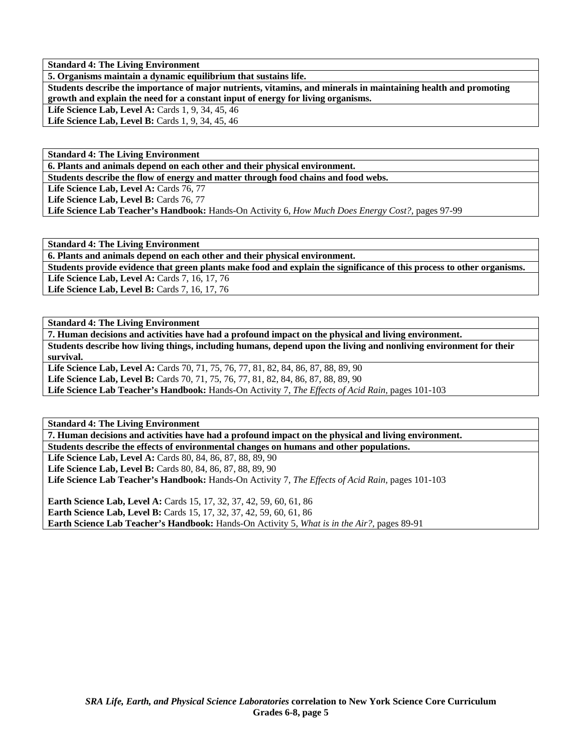**Standard 4: The Living Environment**

**5. Organisms maintain a dynamic equilibrium that sustains life.**

**Students describe the importance of major nutrients, vitamins, and minerals in maintaining health and promoting growth and explain the need for a constant input of energy for living organisms.**

**Life Science Lab, Level A:** Cards 1, 9, 34, 45, 46
**Life Science Lab, Level B:** Cards 1, 9, 34, 45, 46

**Standard 4: The Living Environment**

**6. Plants and animals depend on each other and their physical environment.**

**Students describe the flow of energy and matter through food chains and food webs.**

**Life Science Lab, Level A:** Cards 76, 77
**Life Science Lab, Level B:** Cards 76, 77
**Life Science Lab Teacher's Handbook:** Hands-On Activity 6, *How Much Does Energy Cost?,* pages 97-99

**Standard 4: The Living Environment**

**6. Plants and animals depend on each other and their physical environment.**

**Students provide evidence that green plants make food and explain the significance of this process to other organisms.**

**Life Science Lab, Level A:** Cards 7, 16, 17, 76
**Life Science Lab, Level B:** Cards 7, 16, 17, 76

**Standard 4: The Living Environment**

**7. Human decisions and activities have had a profound impact on the physical and living environment.**

**Students describe how living things, including humans, depend upon the living and nonliving environment for their survival.**

**Life Science Lab, Level A:** Cards 70, 71, 75, 76, 77, 81, 82, 84, 86, 87, 88, 89, 90
**Life Science Lab, Level B:** Cards 70, 71, 75, 76, 77, 81, 82, 84, 86, 87, 88, 89, 90
**Life Science Lab Teacher's Handbook:** Hands-On Activity 7, *The Effects of Acid Rain,* pages 101-103

**Standard 4: The Living Environment**

**7. Human decisions and activities have had a profound impact on the physical and living environment.**

**Students describe the effects of environmental changes on humans and other populations.**

**Life Science Lab, Level A:** Cards 80, 84, 86, 87, 88, 89, 90
**Life Science Lab, Level B:** Cards 80, 84, 86, 87, 88, 89, 90
**Life Science Lab Teacher's Handbook:** Hands-On Activity 7, *The Effects of Acid Rain,* pages 101-103

**Earth Science Lab, Level A:** Cards 15, 17, 32, 37, 42, 59, 60, 61, 86
**Earth Science Lab, Level B:** Cards 15, 17, 32, 37, 42, 59, 60, 61, 86
**Earth Science Lab Teacher's Handbook:** Hands-On Activity 5, *What is in the Air?,* pages 89-91